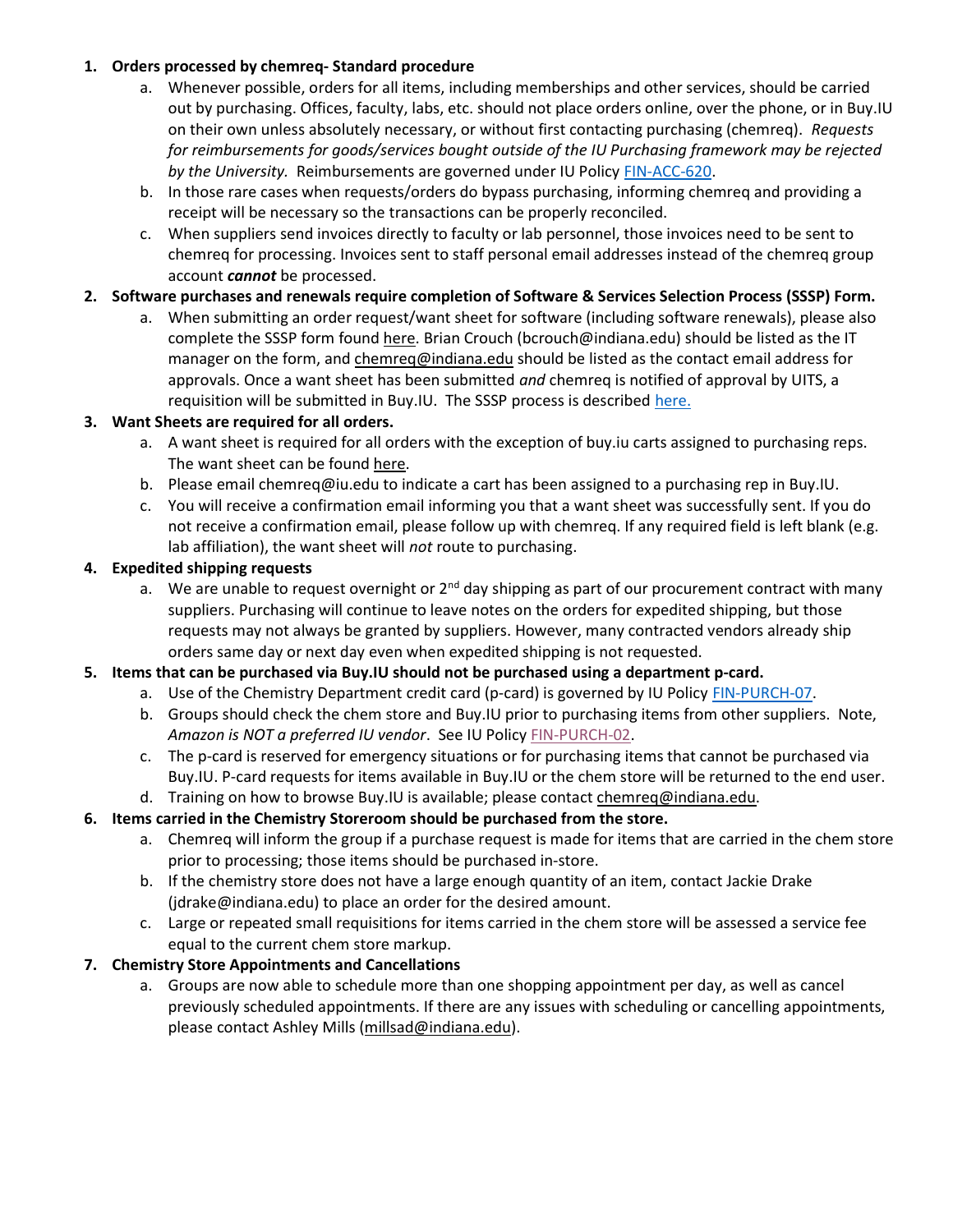1. **Orders processed by chemreq- Standard procedure**
    a. Whenever possible, orders for all items, including memberships and other services, should be carried out by purchasing. Offices, faculty, labs, etc. should not place orders online, over the phone, or in Buy.IU on their own unless absolutely necessary, or without first contacting purchasing (chemreq). *Requests for reimbursements for goods/services bought outside of the IU Purchasing framework may be rejected by the University.* Reimbursements are governed under IU Policy FIN-ACC-620.
    b. In those rare cases when requests/orders do bypass purchasing, informing chemreq and providing a receipt will be necessary so the transactions can be properly reconciled.
    c. When suppliers send invoices directly to faculty or lab personnel, those invoices need to be sent to chemreq for processing. Invoices sent to staff personal email addresses instead of the chemreq group account ***cannot*** be processed.
2. **Software purchases and renewals require completion of Software & Services Selection Process (SSSP) Form.**
    a. When submitting an order request/want sheet for software (including software renewals), please also complete the SSSP form found here. Brian Crouch (bcrouch@indiana.edu) should be listed as the IT manager on the form, and chemreq@indiana.edu should be listed as the contact email address for approvals. Once a want sheet has been submitted *and* chemreq is notified of approval by UITS, a requisition will be submitted in Buy.IU. The SSSP process is described here.
3. **Want Sheets are required for all orders.**
    a. A want sheet is required for all orders with the exception of buy.iu carts assigned to purchasing reps. The want sheet can be found here.
    b. Please email chemreq@iu.edu to indicate a cart has been assigned to a purchasing rep in Buy.IU.
    c. You will receive a confirmation email informing you that a want sheet was successfully sent. If you do not receive a confirmation email, please follow up with chemreq. If any required field is left blank (e.g. lab affiliation), the want sheet will *not* route to purchasing.
4. **Expedited shipping requests**
    a. We are unable to request overnight or 2nd day shipping as part of our procurement contract with many suppliers. Purchasing will continue to leave notes on the orders for expedited shipping, but those requests may not always be granted by suppliers. However, many contracted vendors already ship orders same day or next day even when expedited shipping is not requested.
5. **Items that can be purchased via Buy.IU should not be purchased using a department p-card.**
    a. Use of the Chemistry Department credit card (p-card) is governed by IU Policy FIN-PURCH-07.
    b. Groups should check the chem store and Buy.IU prior to purchasing items from other suppliers. Note, *Amazon is NOT a preferred IU vendor*. See IU Policy FIN-PURCH-02.
    c. The p-card is reserved for emergency situations or for purchasing items that cannot be purchased via Buy.IU. P-card requests for items available in Buy.IU or the chem store will be returned to the end user.
    d. Training on how to browse Buy.IU is available; please contact chemreq@indiana.edu.
6. **Items carried in the Chemistry Storeroom should be purchased from the store.**
    a. Chemreq will inform the group if a purchase request is made for items that are carried in the chem store prior to processing; those items should be purchased in-store.
    b. If the chemistry store does not have a large enough quantity of an item, contact Jackie Drake (jdrake@indiana.edu) to place an order for the desired amount.
    c. Large or repeated small requisitions for items carried in the chem store will be assessed a service fee equal to the current chem store markup.
7. **Chemistry Store Appointments and Cancellations**
    a. Groups are now able to schedule more than one shopping appointment per day, as well as cancel previously scheduled appointments. If there are any issues with scheduling or cancelling appointments, please contact Ashley Mills (millsad@indiana.edu).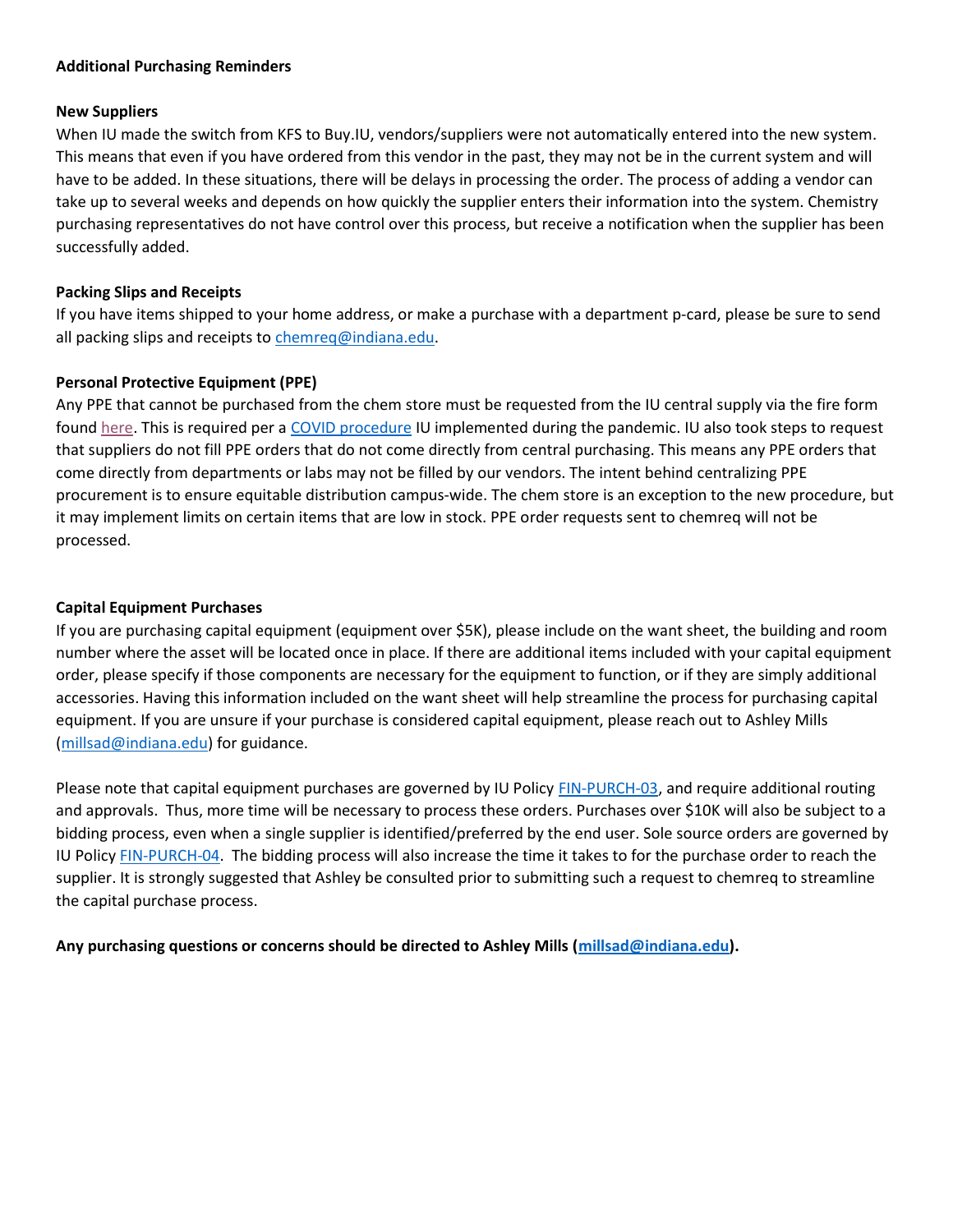**Additional Purchasing Reminders**

**New Suppliers**

When IU made the switch from KFS to Buy.IU, vendors/suppliers were not automatically entered into the new system. This means that even if you have ordered from this vendor in the past, they may not be in the current system and will have to be added. In these situations, there will be delays in processing the order. The process of adding a vendor can take up to several weeks and depends on how quickly the supplier enters their information into the system. Chemistry purchasing representatives do not have control over this process, but receive a notification when the supplier has been successfully added.

**Packing Slips and Receipts**

If you have items shipped to your home address, or make a purchase with a department p-card, please be sure to send all packing slips and receipts to chemreq@indiana.edu.

**Personal Protective Equipment (PPE)**

Any PPE that cannot be purchased from the chem store must be requested from the IU central supply via the fire form found here. This is required per a COVID procedure IU implemented during the pandemic. IU also took steps to request that suppliers do not fill PPE orders that do not come directly from central purchasing. This means any PPE orders that come directly from departments or labs may not be filled by our vendors. The intent behind centralizing PPE procurement is to ensure equitable distribution campus-wide. The chem store is an exception to the new procedure, but it may implement limits on certain items that are low in stock. PPE order requests sent to chemreq will not be processed.

**Capital Equipment Purchases**

If you are purchasing capital equipment (equipment over $5K), please include on the want sheet, the building and room number where the asset will be located once in place. If there are additional items included with your capital equipment order, please specify if those components are necessary for the equipment to function, or if they are simply additional accessories. Having this information included on the want sheet will help streamline the process for purchasing capital equipment. If you are unsure if your purchase is considered capital equipment, please reach out to Ashley Mills (millsad@indiana.edu) for guidance.

Please note that capital equipment purchases are governed by IU Policy FIN-PURCH-03, and require additional routing and approvals. Thus, more time will be necessary to process these orders. Purchases over $10K will also be subject to a bidding process, even when a single supplier is identified/preferred by the end user. Sole source orders are governed by IU Policy FIN-PURCH-04. The bidding process will also increase the time it takes to for the purchase order to reach the supplier. It is strongly suggested that Ashley be consulted prior to submitting such a request to chemreq to streamline the capital purchase process.

**Any purchasing questions or concerns should be directed to Ashley Mills (millsad@indiana.edu).**